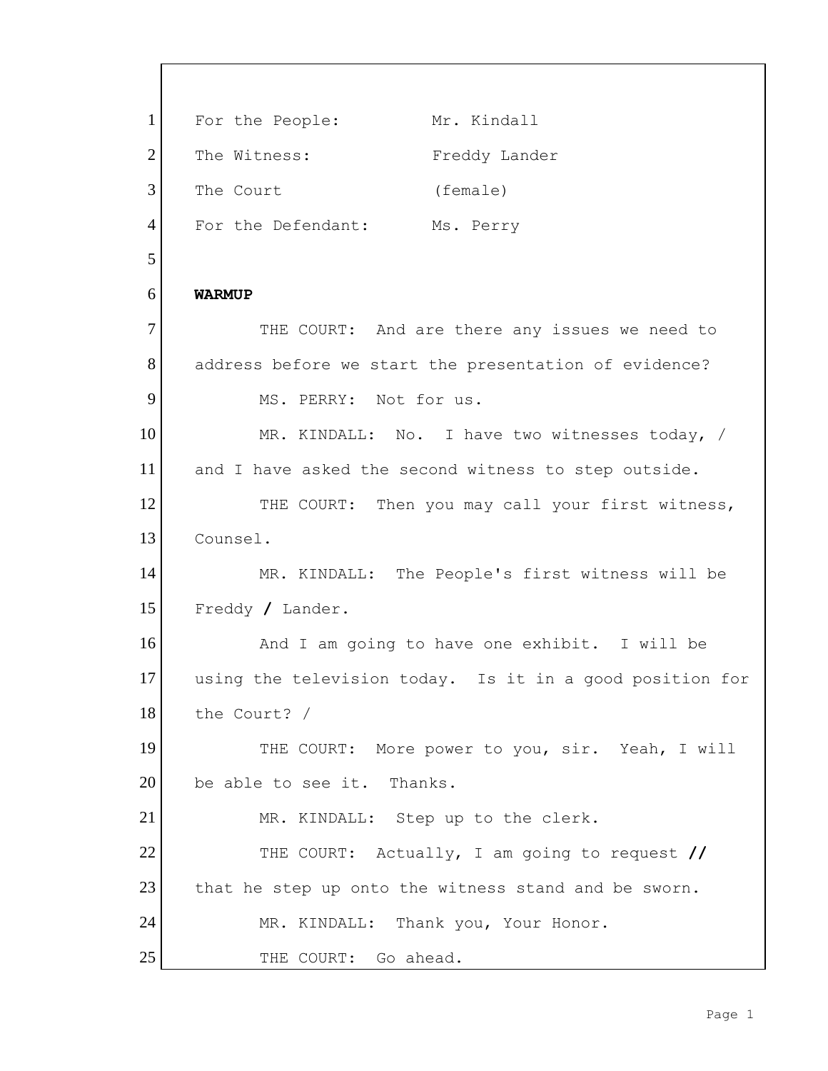For the People: Mr. Kindall

The Witness: Freddy Lander

The Court (female)

For the Defendant: Ms. Perry

**WARMUP**

THE COURT: And are there any issues we need to address before we start the presentation of evidence?

MS. PERRY: Not for us.

MR. KINDALL: No. I have two witnesses today, / and I have asked the second witness to step outside.

THE COURT: Then you may call your first witness, Counsel.

MR. KINDALL: The People's first witness will be Freddy **/** Lander.

And I am going to have one exhibit. I will be using the television today. Is it in a good position for the Court? /

THE COURT: More power to you, sir. Yeah, I will be able to see it. Thanks.

MR. KINDALL: Step up to the clerk.

THE COURT: Actually, I am going to request **//** that he step up onto the witness stand and be sworn.

MR. KINDALL: Thank you, Your Honor.

THE COURT: Go ahead.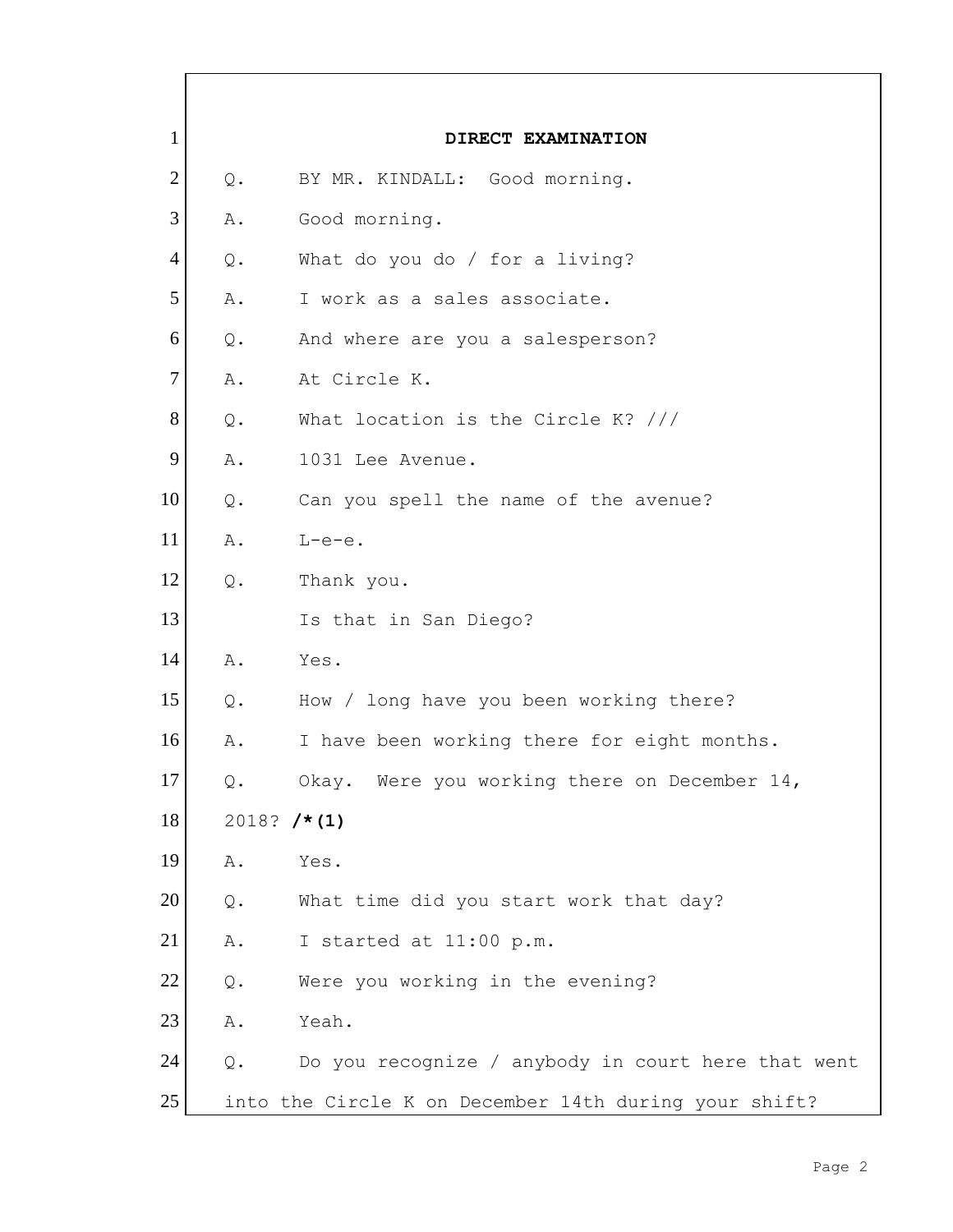**DIRECT EXAMINATION**

Q. BY MR. KINDALL: Good morning.

A. Good morning.

Q. What do you do / for a living?

A. I work as a sales associate.

Q. And where are you a salesperson?

A. At Circle K.

Q. What location is the Circle K? ///

A. 1031 Lee Avenue.

Q. Can you spell the name of the avenue?

A. L-e-e.

Q. Thank you.

Is that in San Diego?

A. Yes.

Q. How / long have you been working there?

A. I have been working there for eight months.

Q. Okay. Were you working there on December 14, 2018? **/*(1)**

A. Yes.

Q. What time did you start work that day?

A. I started at 11:00 p.m.

Q. Were you working in the evening?

A. Yeah.

Q. Do you recognize / anybody in court here that went into the Circle K on December 14th during your shift?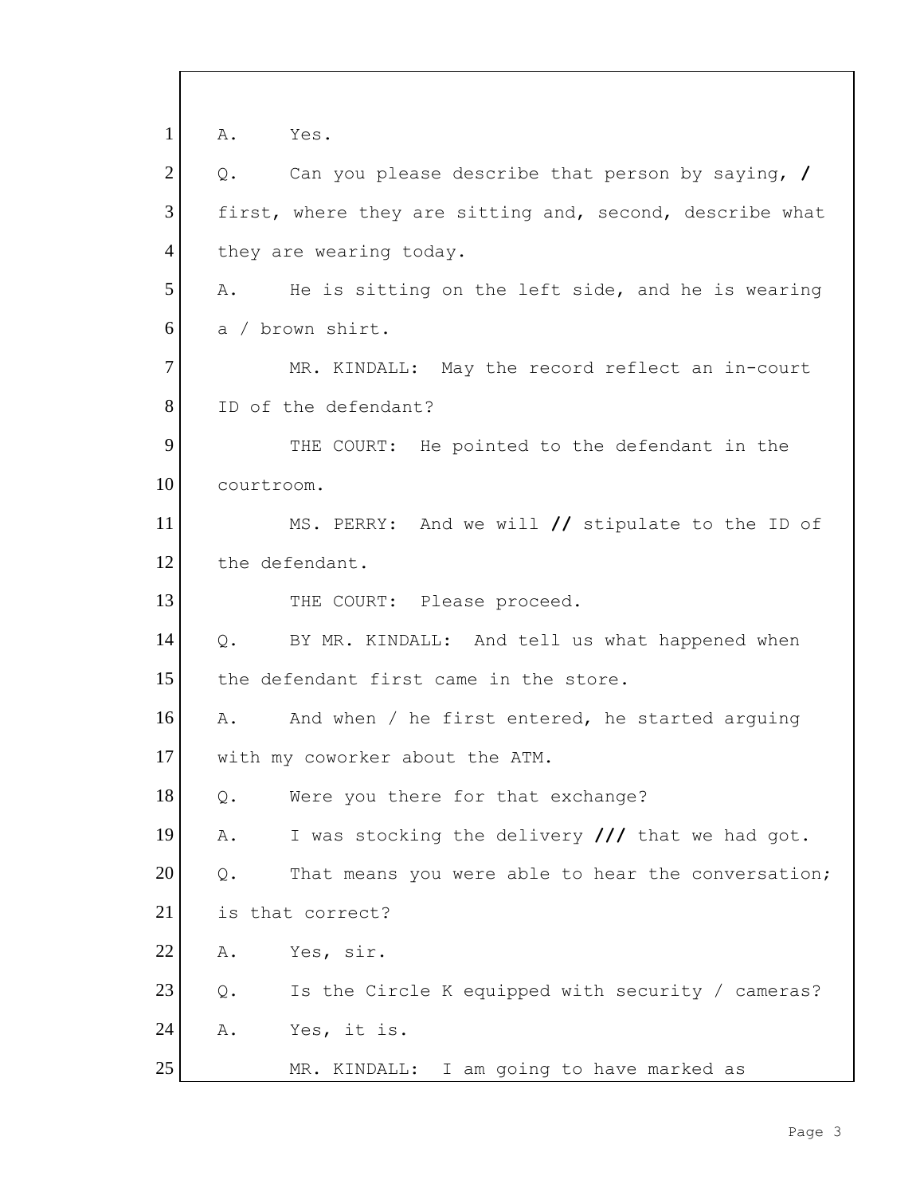1 A. Yes.

2 Q. Can you please describe that person by saying, /

3 first, where they are sitting and, second, describe what

4 they are wearing today.

5 A. He is sitting on the left side, and he is wearing

6 a / brown shirt.

7 MR. KINDALL: May the record reflect an in-court

8 ID of the defendant?

9 THE COURT: He pointed to the defendant in the

10 courtroom.

11 MS. PERRY: And we will // stipulate to the ID of

12 the defendant.

13 THE COURT: Please proceed.

14 Q. BY MR. KINDALL: And tell us what happened when

15 the defendant first came in the store.

16 A. And when / he first entered, he started arguing

17 with my coworker about the ATM.

18 Q. Were you there for that exchange?

19 A. I was stocking the delivery /// that we had got.

20 Q. That means you were able to hear the conversation;

21 is that correct?

22 A. Yes, sir.

23 Q. Is the Circle K equipped with security / cameras?

24 A. Yes, it is.

25 MR. KINDALL: I am going to have marked as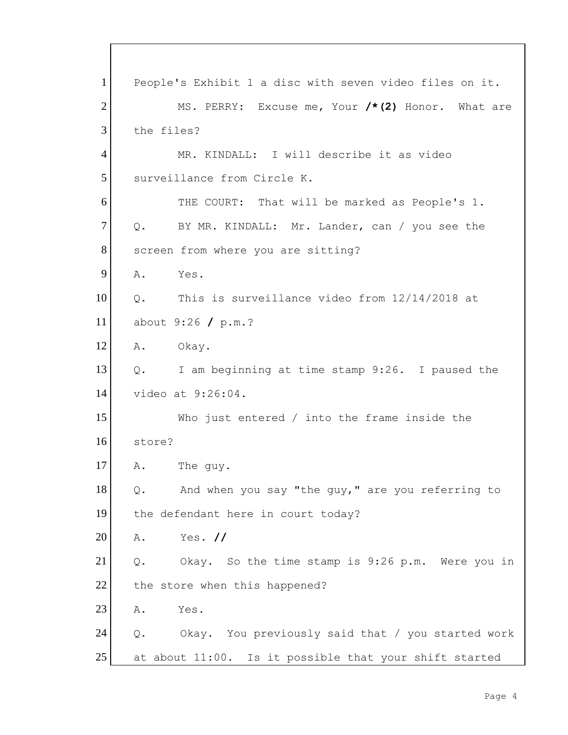1 People's Exhibit 1 a disc with seven video files on it.

2 MS. PERRY: Excuse me, Your **/*(2)** Honor. What are

3 the files?

4 MR. KINDALL: I will describe it as video

5 surveillance from Circle K.

6 THE COURT: That will be marked as People's 1.

7 Q. BY MR. KINDALL: Mr. Lander, can / you see the

8 screen from where you are sitting?

9 A. Yes.

10 Q. This is surveillance video from 12/14/2018 at

11 about 9:26 **/** p.m.?

12 A. Okay.

13 Q. I am beginning at time stamp 9:26. I paused the

14 video at 9:26:04.

15 Who just entered / into the frame inside the

16 store?

17 A. The guy.

18 Q. And when you say "the guy," are you referring to

19 the defendant here in court today?

20 A. Yes. **//**

21 Q. Okay. So the time stamp is 9:26 p.m. Were you in

22 the store when this happened?

23 A. Yes.

24 Q. Okay. You previously said that / you started work

25 at about 11:00. Is it possible that your shift started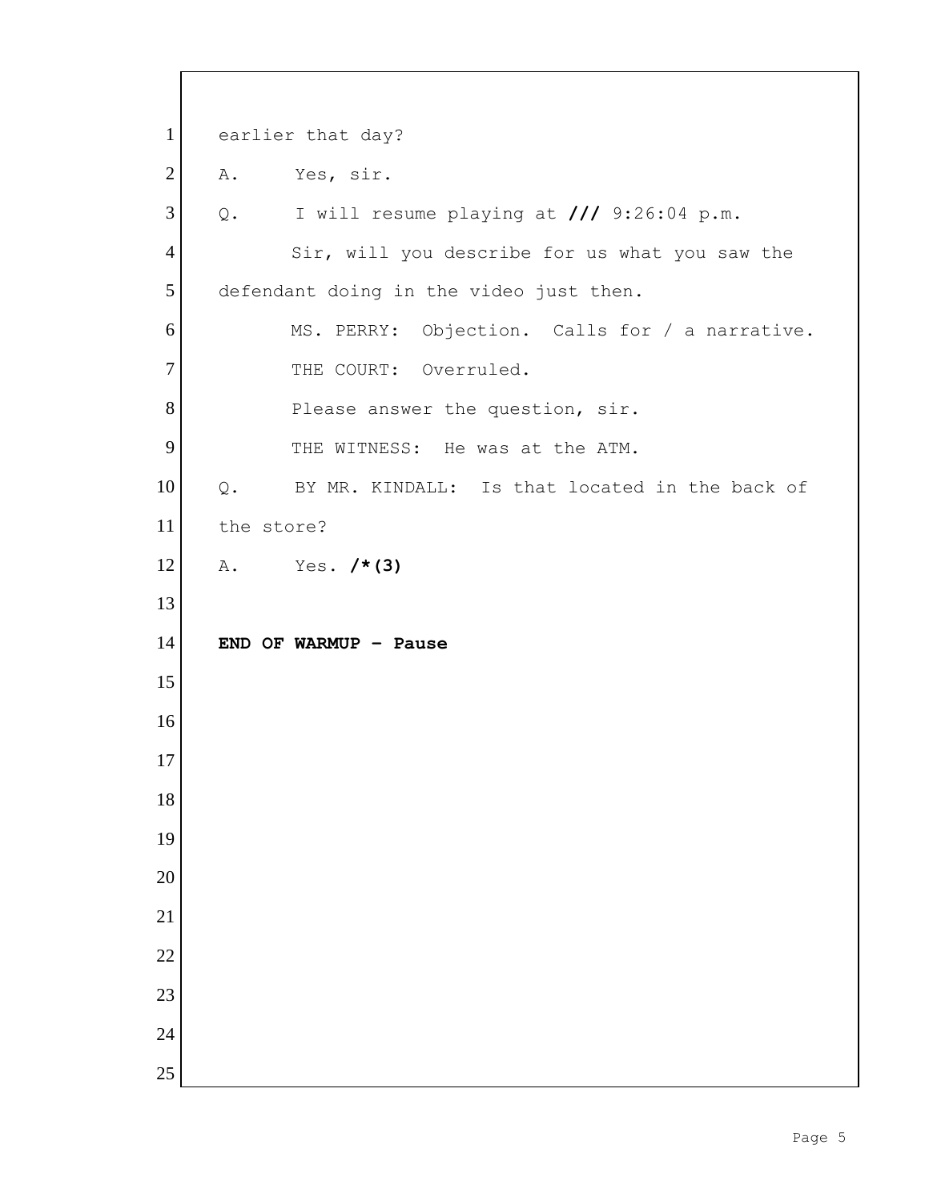1 earlier that day?

2 A. Yes, sir.

3 Q. I will resume playing at **///** 9:26:04 p.m.

4 Sir, will you describe for us what you saw the

5 defendant doing in the video just then.

6 MS. PERRY: Objection. Calls for / a narrative.

7 THE COURT: Overruled.

8 Please answer the question, sir.

9 THE WITNESS: He was at the ATM.

10 Q. BY MR. KINDALL: Is that located in the back of

11 the store?

12 A. Yes. **/*(3)**

13

14 **END OF WARMUP - Pause**

15

16

17

18

19

20

21

22

23

24

25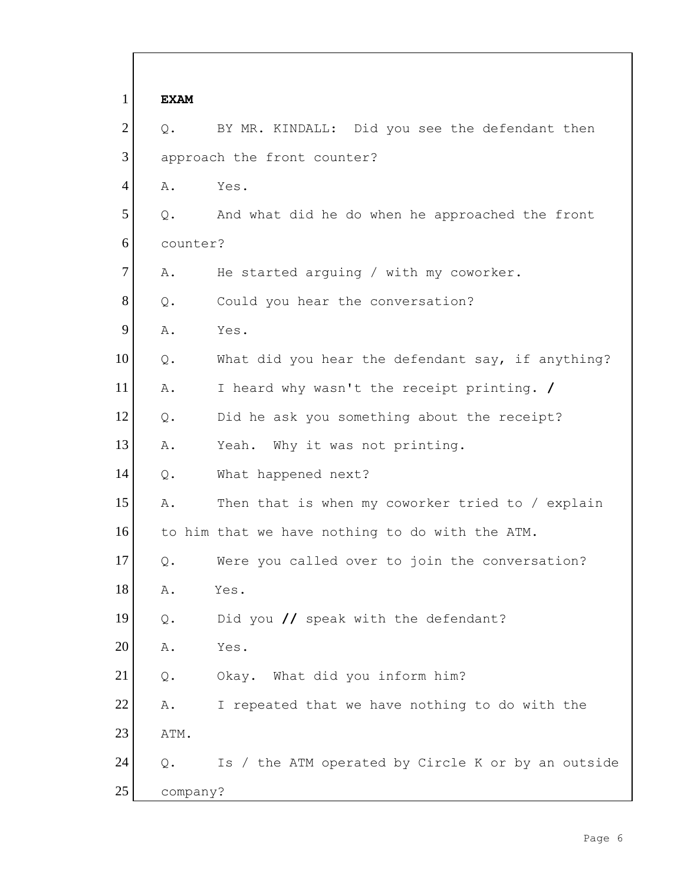**EXAM**

Q. BY MR. KINDALL: Did you see the defendant then approach the front counter?

A. Yes.

Q. And what did he do when he approached the front counter?

A. He started arguing / with my coworker.

Q. Could you hear the conversation?

A. Yes.

Q. What did you hear the defendant say, if anything?

A. I heard why wasn't the receipt printing. **/**

Q. Did he ask you something about the receipt?

A. Yeah. Why it was not printing.

Q. What happened next?

A. Then that is when my coworker tried to / explain to him that we have nothing to do with the ATM.

Q. Were you called over to join the conversation?

A. Yes.

Q. Did you **//** speak with the defendant?

A. Yes.

Q. Okay. What did you inform him?

A. I repeated that we have nothing to do with the ATM.

Q. Is / the ATM operated by Circle K or by an outside company?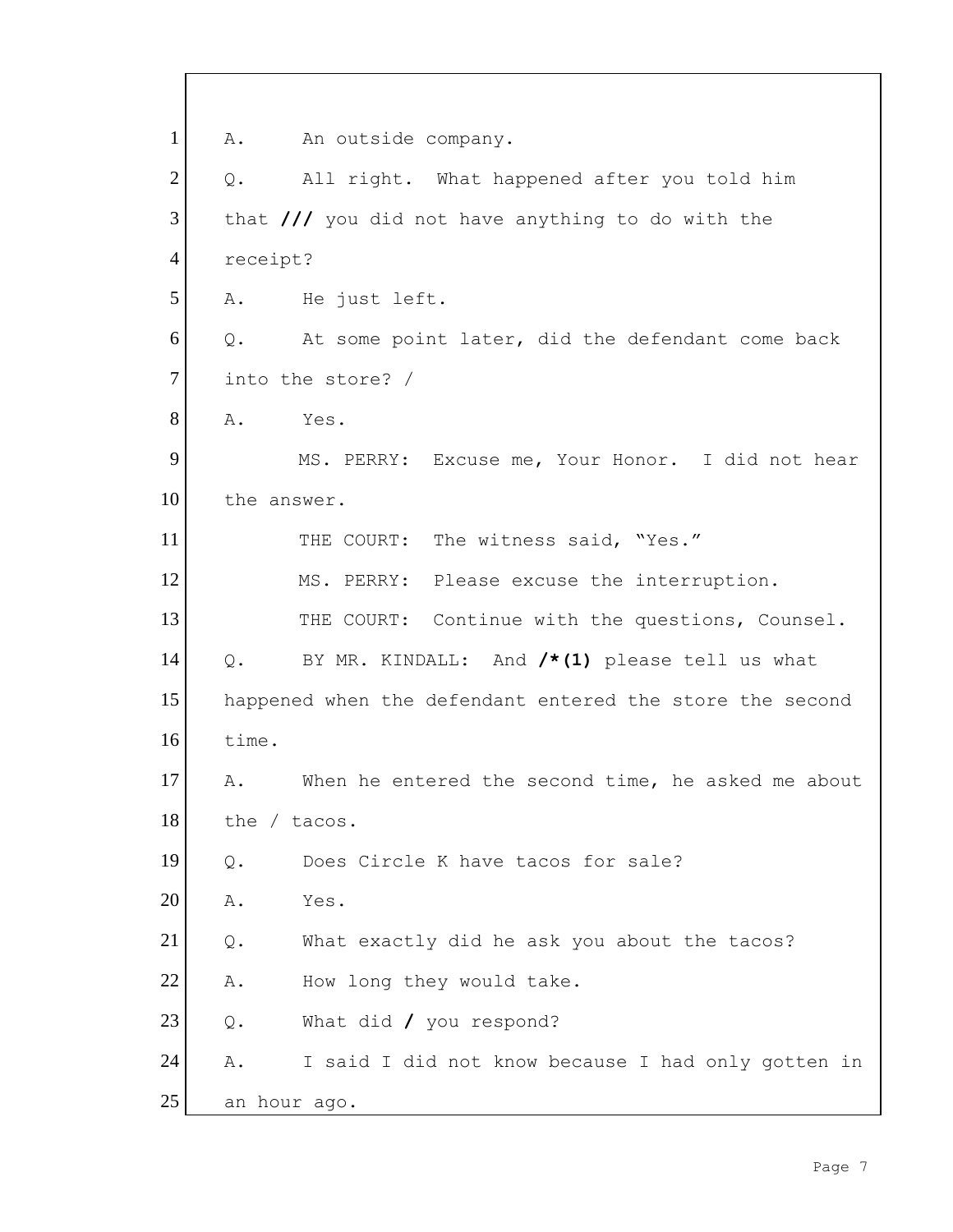1 A. An outside company.

2 Q. All right. What happened after you told him

3 that /// you did not have anything to do with the

4 receipt?

5 A. He just left.

6 Q. At some point later, did the defendant come back

7 into the store? /

8 A. Yes.

9 MS. PERRY: Excuse me, Your Honor. I did not hear

10 the answer.

11 THE COURT: The witness said, "Yes."

12 MS. PERRY: Please excuse the interruption.

13 THE COURT: Continue with the questions, Counsel.

14 Q. BY MR. KINDALL: And **/*(1)** please tell us what

15 happened when the defendant entered the store the second

16 time.

17 A. When he entered the second time, he asked me about

18 the / tacos.

19 Q. Does Circle K have tacos for sale?

20 A. Yes.

21 Q. What exactly did he ask you about the tacos?

22 A. How long they would take.

23 Q. What did **/** you respond?

24 A. I said I did not know because I had only gotten in

25 an hour ago.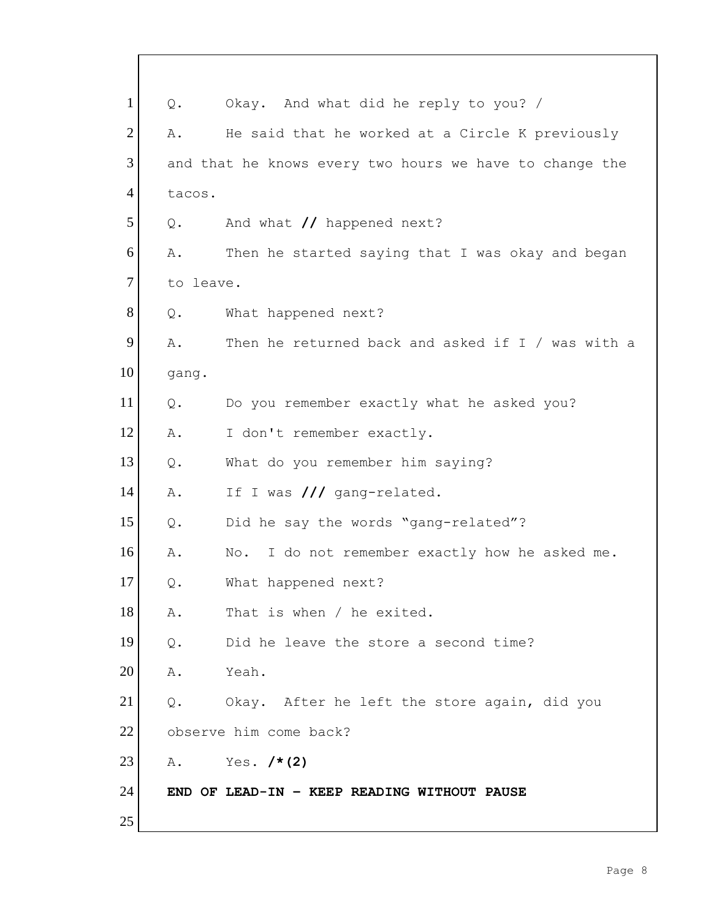1 Q. Okay. And what did he reply to you? /

2 A. He said that he worked at a Circle K previously

3 and that he knows every two hours we have to change the

4 tacos.

5 Q. And what **//** happened next?

6 A. Then he started saying that I was okay and began

7 to leave.

8 Q. What happened next?

9 A. Then he returned back and asked if I / was with a

10 gang.

11 Q. Do you remember exactly what he asked you?

12 A. I don't remember exactly.

13 Q. What do you remember him saying?

14 A. If I was **///** gang-related.

15 Q. Did he say the words "gang-related"?

16 A. No. I do not remember exactly how he asked me.

17 Q. What happened next?

18 A. That is when / he exited.

19 Q. Did he leave the store a second time?

20 A. Yeah.

21 Q. Okay. After he left the store again, did you

22 observe him come back?

23 A. Yes. **/*(2)**

24 **END OF LEAD-IN – KEEP READING WITHOUT PAUSE**

25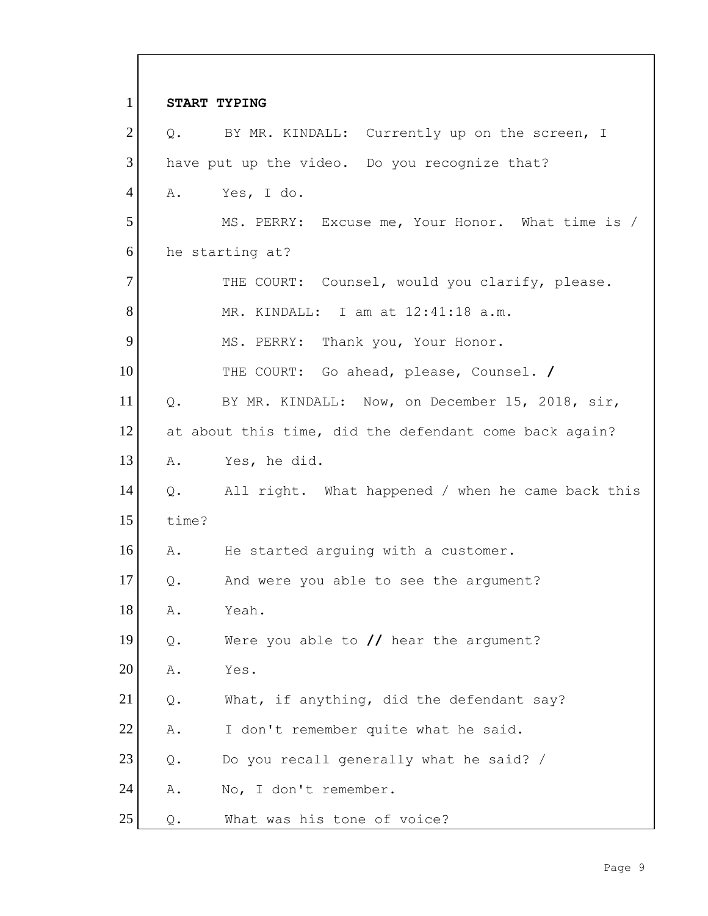1 **START TYPING**

2 Q. BY MR. KINDALL: Currently up on the screen, I

3 have put up the video. Do you recognize that?

4 A. Yes, I do.

5 MS. PERRY: Excuse me, Your Honor. What time is /

6 he starting at?

7 THE COURT: Counsel, would you clarify, please.

8 MR. KINDALL: I am at 12:41:18 a.m.

9 MS. PERRY: Thank you, Your Honor.

10 THE COURT: Go ahead, please, Counsel. **/**

11 Q. BY MR. KINDALL: Now, on December 15, 2018, sir,

12 at about this time, did the defendant come back again?

13 A. Yes, he did.

14 Q. All right. What happened / when he came back this

15 time?

16 A. He started arguing with a customer.

17 Q. And were you able to see the argument?

18 A. Yeah.

19 Q. Were you able to **//** hear the argument?

20 A. Yes.

21 Q. What, if anything, did the defendant say?

22 A. I don't remember quite what he said.

23 Q. Do you recall generally what he said? /

24 A. No, I don't remember.

25 Q. What was his tone of voice?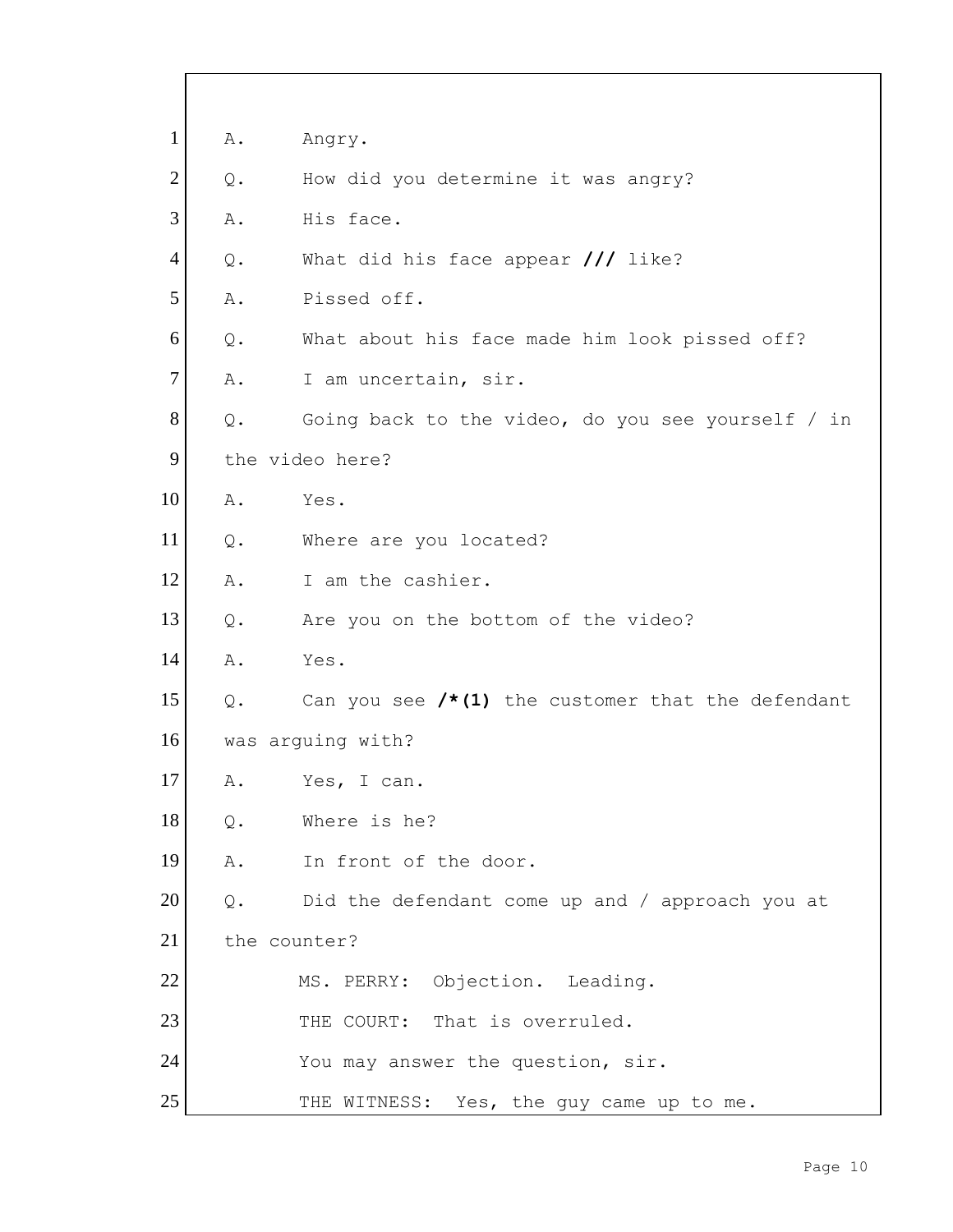1 A. Angry.

2 Q. How did you determine it was angry?

3 A. His face.

4 Q. What did his face appear **///** like?

5 A. Pissed off.

6 Q. What about his face made him look pissed off?

7 A. I am uncertain, sir.

8 Q. Going back to the video, do you see yourself / in

9 the video here?

10 A. Yes.

11 Q. Where are you located?

12 A. I am the cashier.

13 Q. Are you on the bottom of the video?

14 A. Yes.

15 Q. Can you see **/*(1)** the customer that the defendant

16 was arguing with?

17 A. Yes, I can.

18 Q. Where is he?

19 A. In front of the door.

20 Q. Did the defendant come up and / approach you at

21 the counter?

22 MS. PERRY: Objection. Leading.

23 THE COURT: That is overruled.

24 You may answer the question, sir.

25 THE WITNESS: Yes, the guy came up to me.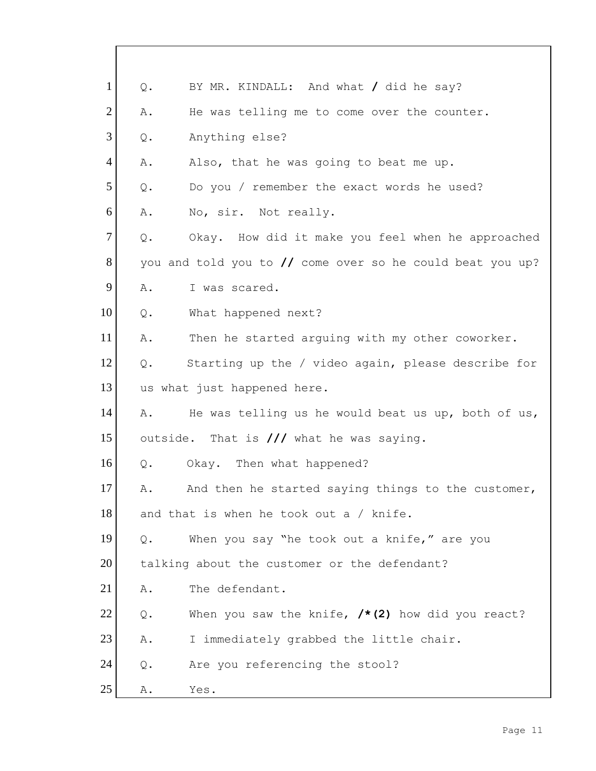1 Q. BY MR. KINDALL: And what **/** did he say?

2 A. He was telling me to come over the counter.

3 Q. Anything else?

4 A. Also, that he was going to beat me up.

5 Q. Do you / remember the exact words he used?

6 A. No, sir. Not really.

7 Q. Okay. How did it make you feel when he approached

8 you and told you to **//** come over so he could beat you up?

9 A. I was scared.

10 Q. What happened next?

11 A. Then he started arguing with my other coworker.

12 Q. Starting up the / video again, please describe for

13 us what just happened here.

14 A. He was telling us he would beat us up, both of us,

15 outside. That is **///** what he was saying.

16 Q. Okay. Then what happened?

17 A. And then he started saying things to the customer,

18 and that is when he took out a / knife.

19 Q. When you say "he took out a knife," are you

20 talking about the customer or the defendant?

21 A. The defendant.

22 Q. When you saw the knife, **/*(2)** how did you react?

23 A. I immediately grabbed the little chair.

24 Q. Are you referencing the stool?

25 A. Yes.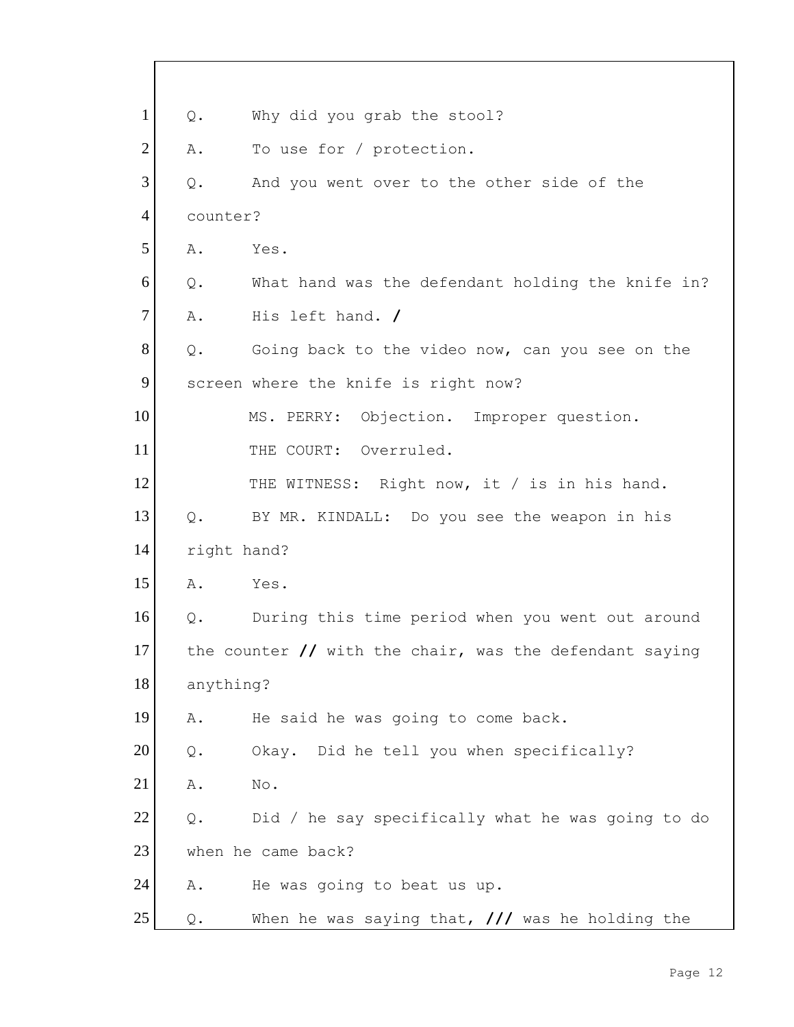1 Q. Why did you grab the stool?

2 A. To use for / protection.

3 Q. And you went over to the other side of the

4 counter?

5 A. Yes.

6 Q. What hand was the defendant holding the knife in?

7 A. His left hand. /

8 Q. Going back to the video now, can you see on the

9 screen where the knife is right now?

10 MS. PERRY: Objection. Improper question.

11 THE COURT: Overruled.

12 THE WITNESS: Right now, it / is in his hand.

13 Q. BY MR. KINDALL: Do you see the weapon in his

14 right hand?

15 A. Yes.

16 Q. During this time period when you went out around

17 the counter // with the chair, was the defendant saying

18 anything?

19 A. He said he was going to come back.

20 Q. Okay. Did he tell you when specifically?

21 A. No.

22 Q. Did / he say specifically what he was going to do

23 when he came back?

24 A. He was going to beat us up.

25 Q. When he was saying that, /// was he holding the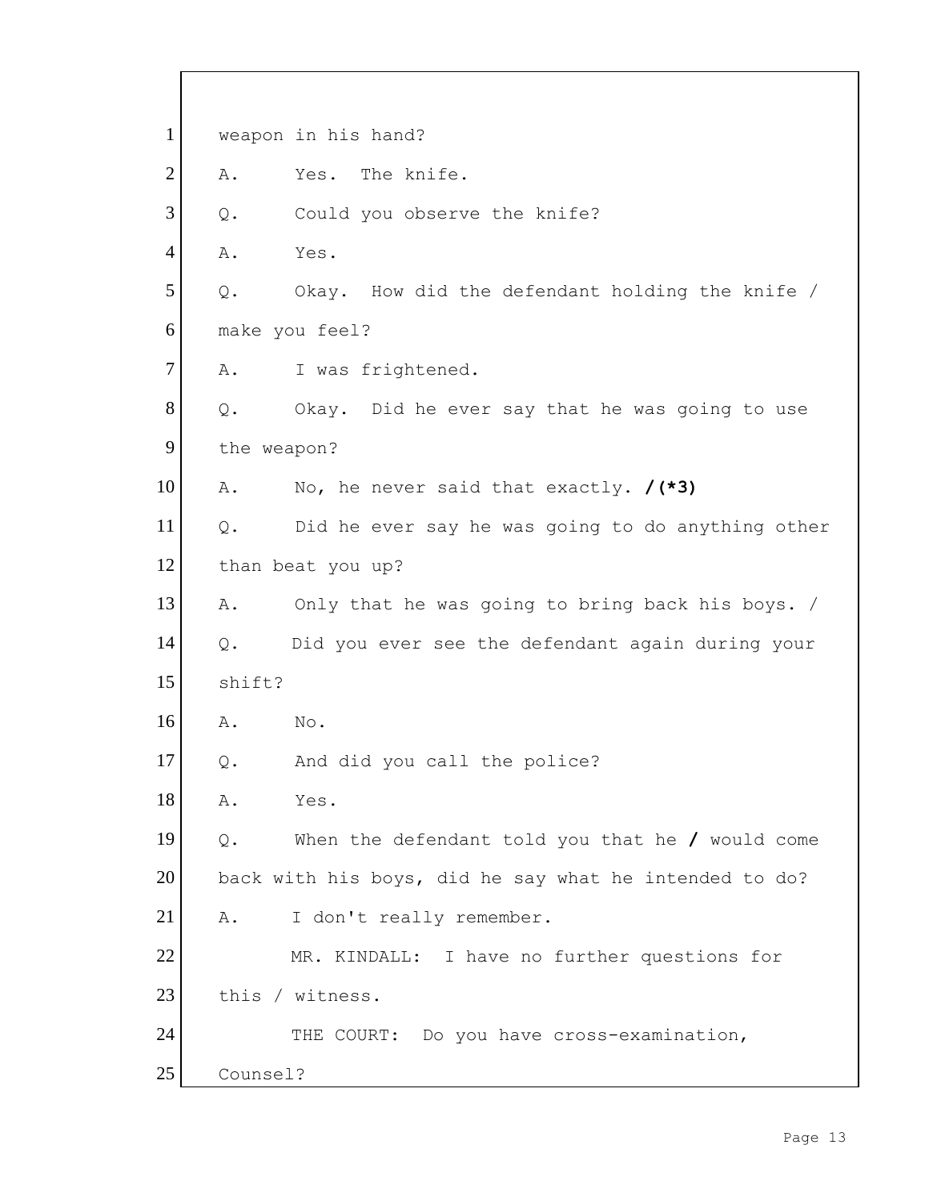1 weapon in his hand?

2 A. Yes. The knife.

3 Q. Could you observe the knife?

4 A. Yes.

5 Q. Okay. How did the defendant holding the knife /

6 make you feel?

7 A. I was frightened.

8 Q. Okay. Did he ever say that he was going to use

9 the weapon?

10 A. No, he never said that exactly. **/(*3)**

11 Q. Did he ever say he was going to do anything other

12 than beat you up?

13 A. Only that he was going to bring back his boys. /

14 Q. Did you ever see the defendant again during your

15 shift?

16 A. No.

17 Q. And did you call the police?

18 A. Yes.

19 Q. When the defendant told you that he **/** would come

20 back with his boys, did he say what he intended to do?

21 A. I don't really remember.

22 MR. KINDALL: I have no further questions for

23 this / witness.

24 THE COURT: Do you have cross-examination,

25 Counsel?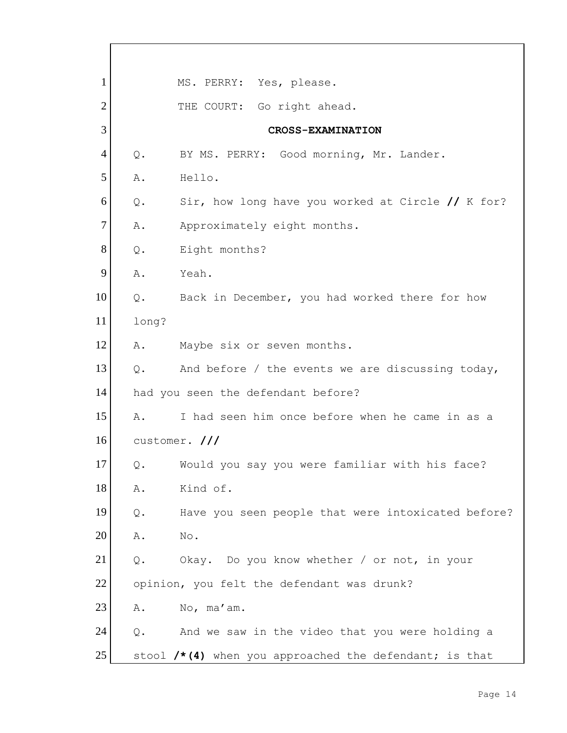1 MS. PERRY: Yes, please.

2 THE COURT: Go right ahead.

3 **CROSS-EXAMINATION**

4 Q. BY MS. PERRY: Good morning, Mr. Lander.

5 A. Hello.

6 Q. Sir, how long have you worked at Circle **//** K for?

7 A. Approximately eight months.

8 Q. Eight months?

9 A. Yeah.

10 Q. Back in December, you had worked there for how

11 long?

12 A. Maybe six or seven months.

13 Q. And before / the events we are discussing today,

14 had you seen the defendant before?

15 A. I had seen him once before when he came in as a

16 customer. **///**

17 Q. Would you say you were familiar with his face?

18 A. Kind of.

19 Q. Have you seen people that were intoxicated before?

20 A. No.

21 Q. Okay. Do you know whether / or not, in your

22 opinion, you felt the defendant was drunk?

23 A. No, ma'am.

24 Q. And we saw in the video that you were holding a

25 stool **/*(4)** when you approached the defendant; is that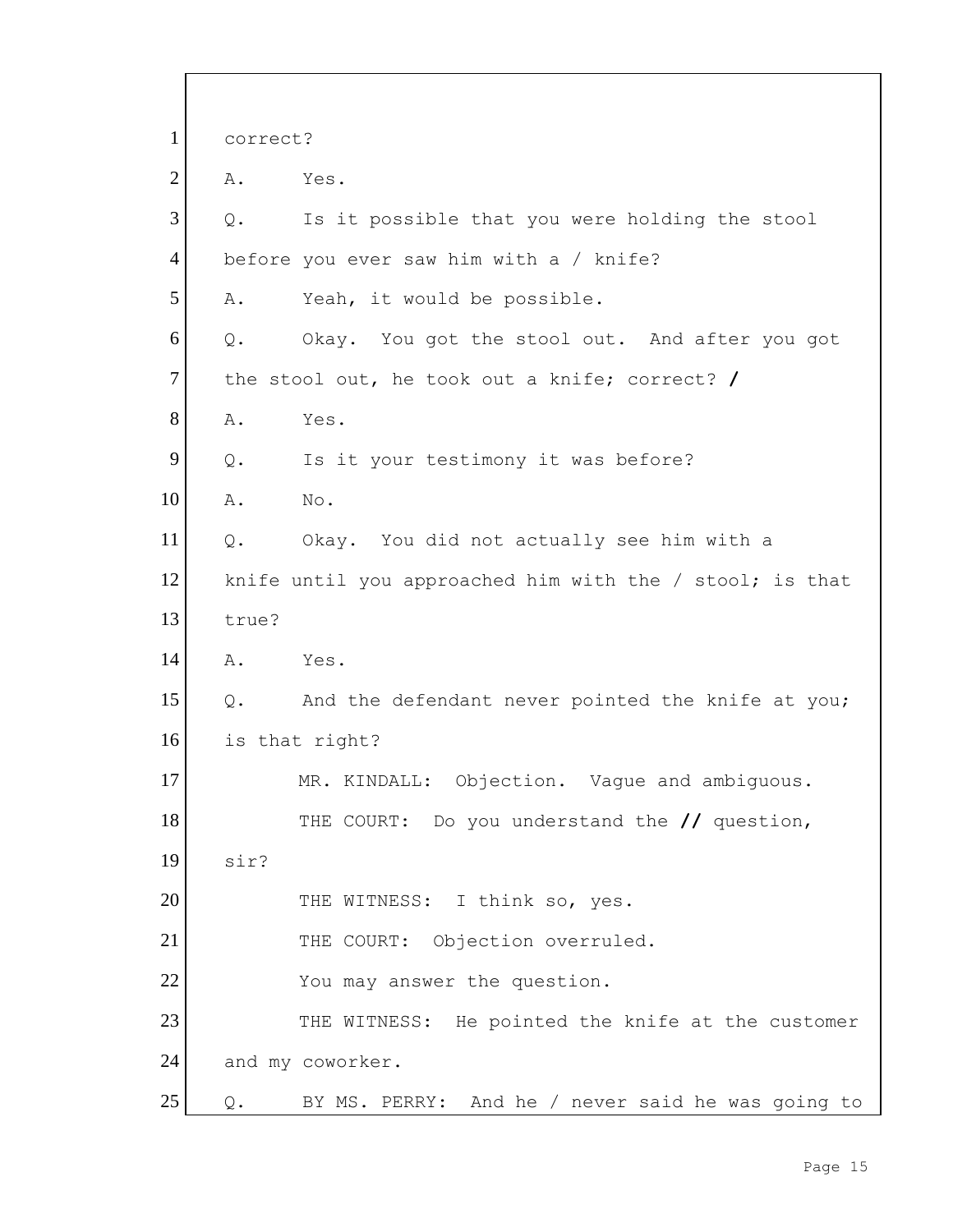1 correct?

2 A. Yes.

3 Q. Is it possible that you were holding the stool

4 before you ever saw him with a / knife?

5 A. Yeah, it would be possible.

6 Q. Okay. You got the stool out. And after you got

7 the stool out, he took out a knife; correct? /

8 A. Yes.

9 Q. Is it your testimony it was before?

10 A. No.

11 Q. Okay. You did not actually see him with a

12 knife until you approached him with the / stool; is that

13 true?

14 A. Yes.

15 Q. And the defendant never pointed the knife at you;

16 is that right?

17 MR. KINDALL: Objection. Vague and ambiguous.

18 THE COURT: Do you understand the // question,

19 sir?

20 THE WITNESS: I think so, yes.

21 THE COURT: Objection overruled.

22 You may answer the question.

23 THE WITNESS: He pointed the knife at the customer

24 and my coworker.

25 Q. BY MS. PERRY: And he / never said he was going to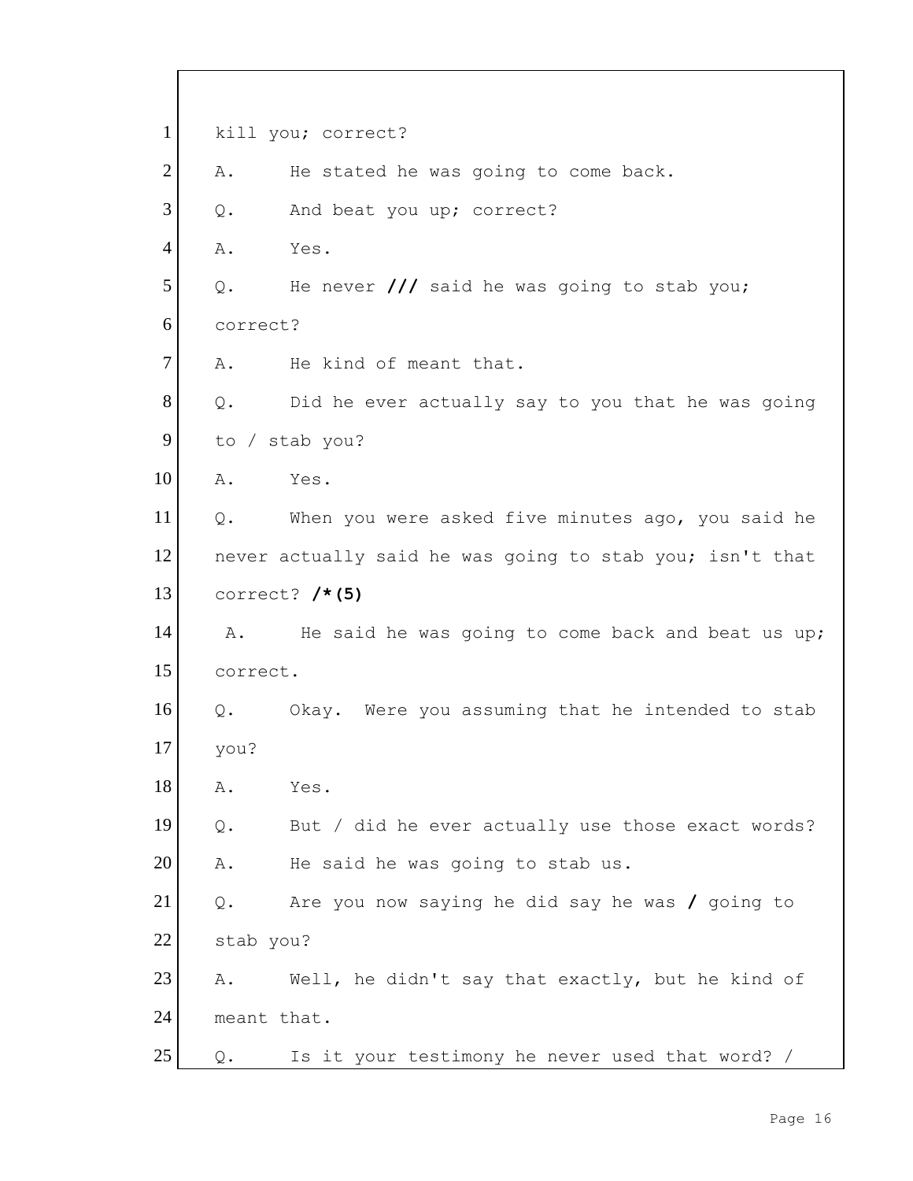1 kill you; correct?

2 A. He stated he was going to come back.

3 Q. And beat you up; correct?

4 A. Yes.

5 Q. He never **///** said he was going to stab you;

6 correct?

7 A. He kind of meant that.

8 Q. Did he ever actually say to you that he was going

9 to / stab you?

10 A. Yes.

11 Q. When you were asked five minutes ago, you said he

12 never actually said he was going to stab you; isn't that

13 correct? **/*(5)**

14 A. He said he was going to come back and beat us up;

15 correct.

16 Q. Okay. Were you assuming that he intended to stab

17 you?

18 A. Yes.

19 Q. But / did he ever actually use those exact words?

20 A. He said he was going to stab us.

21 Q. Are you now saying he did say he was **/** going to

22 stab you?

23 A. Well, he didn't say that exactly, but he kind of

24 meant that.

25 Q. Is it your testimony he never used that word? /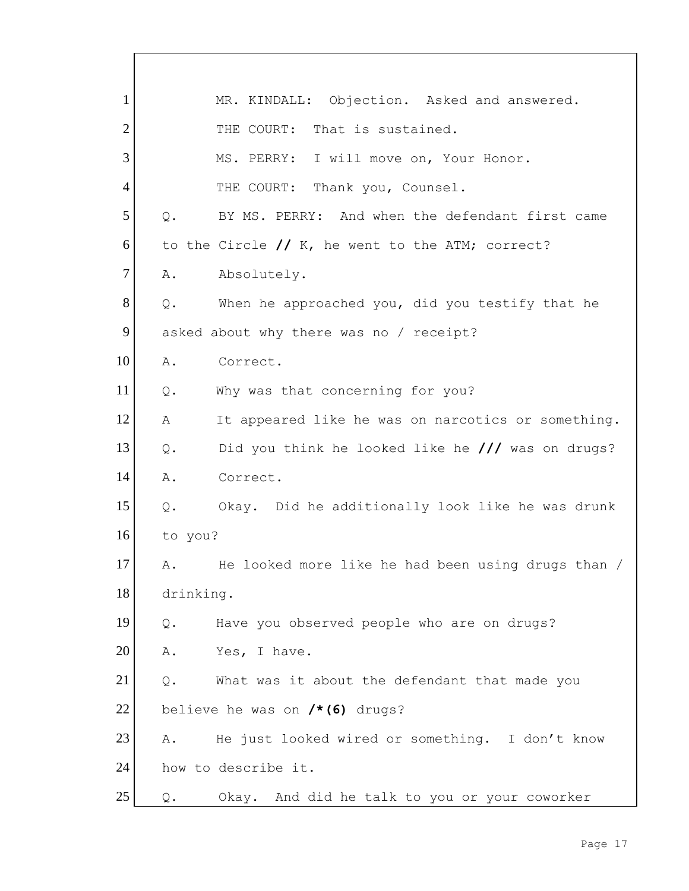1 MR. KINDALL: Objection. Asked and answered.

2 THE COURT: That is sustained.

3 MS. PERRY: I will move on, Your Honor.

4 THE COURT: Thank you, Counsel.

5 Q. BY MS. PERRY: And when the defendant first came

6 to the Circle **//** K, he went to the ATM; correct?

7 A. Absolutely.

8 Q. When he approached you, did you testify that he

9 asked about why there was no / receipt?

10 A. Correct.

11 Q. Why was that concerning for you?

12 A It appeared like he was on narcotics or something.

13 Q. Did you think he looked like he **///** was on drugs?

14 A. Correct.

15 Q. Okay. Did he additionally look like he was drunk

16 to you?

17 A. He looked more like he had been using drugs than /

18 drinking.

19 Q. Have you observed people who are on drugs?

20 A. Yes, I have.

21 Q. What was it about the defendant that made you

22 believe he was on **/*(6)** drugs?

23 A. He just looked wired or something. I don't know

24 how to describe it.

25 Q. Okay. And did he talk to you or your coworker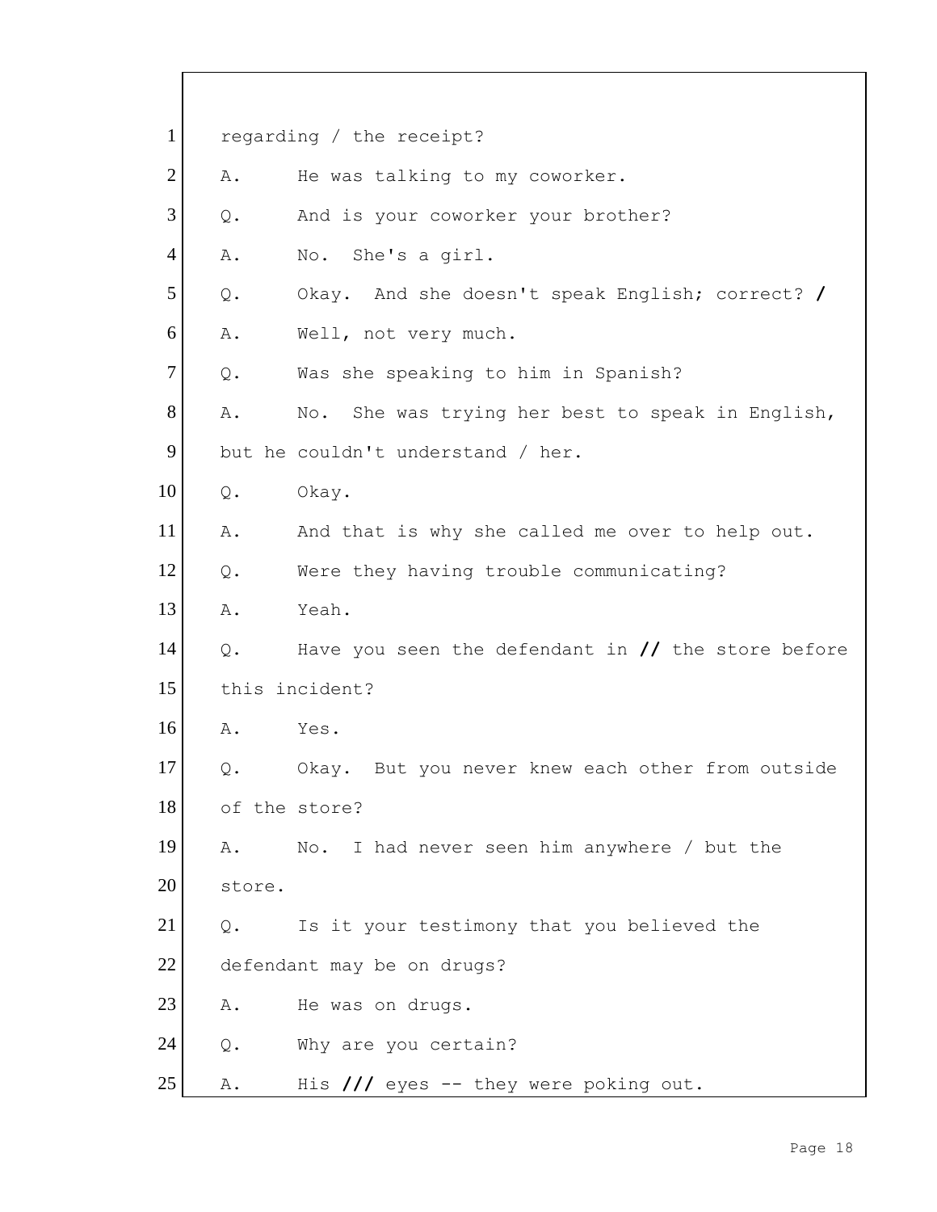1 regarding / the receipt?

2 A. He was talking to my coworker.

3 Q. And is your coworker your brother?

4 A. No. She's a girl.

5 Q. Okay. And she doesn't speak English; correct? /

6 A. Well, not very much.

7 Q. Was she speaking to him in Spanish?

8 A. No. She was trying her best to speak in English,

9 but he couldn't understand / her.

10 Q. Okay.

11 A. And that is why she called me over to help out.

12 Q. Were they having trouble communicating?

13 A. Yeah.

14 Q. Have you seen the defendant in // the store before

15 this incident?

16 A. Yes.

17 Q. Okay. But you never knew each other from outside

18 of the store?

19 A. No. I had never seen him anywhere / but the

20 store.

21 Q. Is it your testimony that you believed the

22 defendant may be on drugs?

23 A. He was on drugs.

24 Q. Why are you certain?

25 A. His /// eyes -- they were poking out.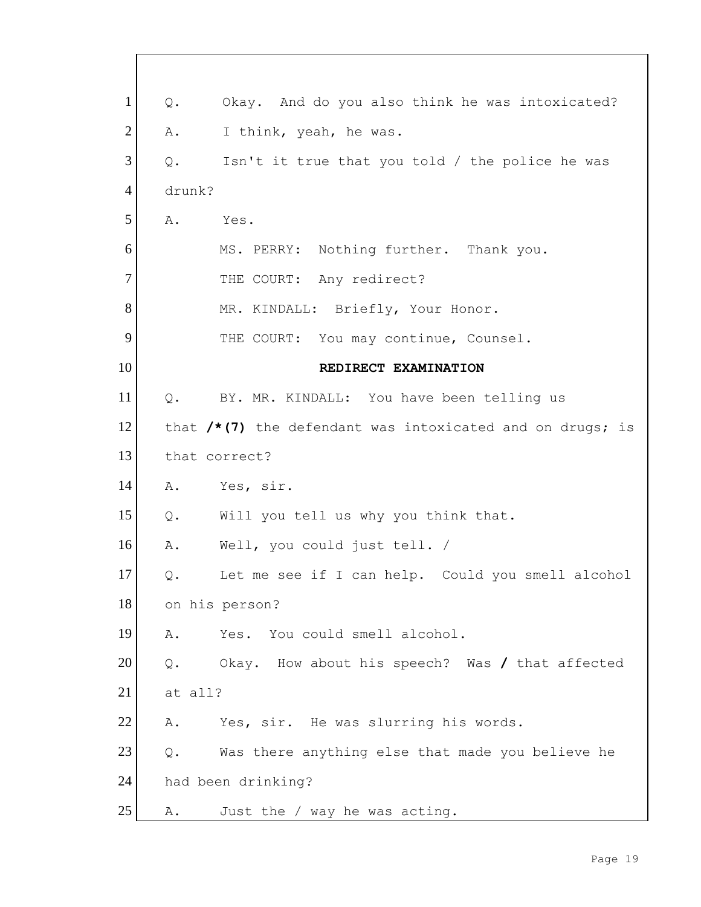Q. Okay. And do you also think he was intoxicated?

A. I think, yeah, he was.

Q. Isn't it true that you told / the police he was drunk?

A. Yes.

MS. PERRY: Nothing further. Thank you.

THE COURT: Any redirect?

MR. KINDALL: Briefly, Your Honor.

THE COURT: You may continue, Counsel.

**REDIRECT EXAMINATION**

Q. BY. MR. KINDALL: You have been telling us that **/*(7)** the defendant was intoxicated and on drugs; is that correct?

A. Yes, sir.

Q. Will you tell us why you think that.

A. Well, you could just tell. /

Q. Let me see if I can help. Could you smell alcohol on his person?

A. Yes. You could smell alcohol.

Q. Okay. How about his speech? Was **/** that affected at all?

A. Yes, sir. He was slurring his words.

Q. Was there anything else that made you believe he had been drinking?

A. Just the / way he was acting.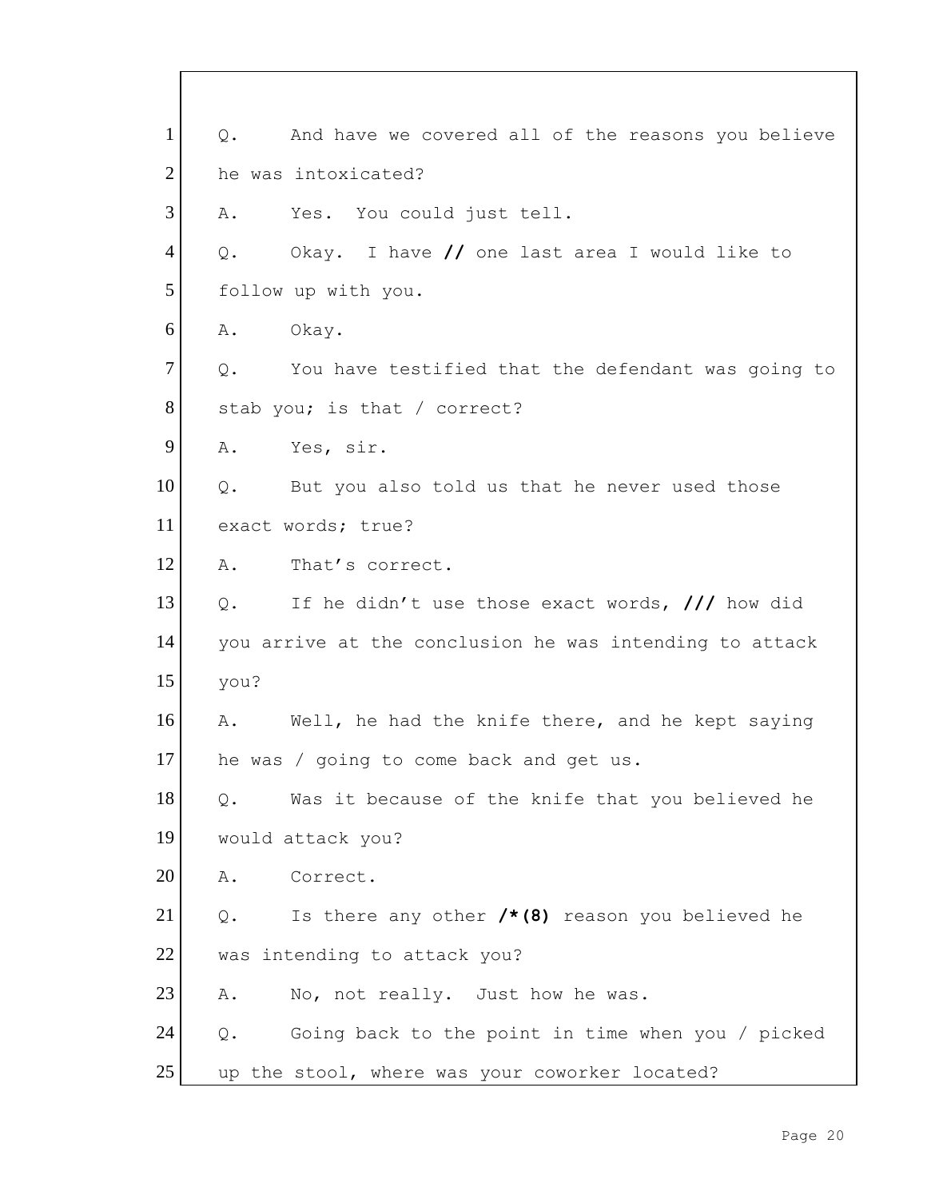1 Q. And have we covered all of the reasons you believe
2 he was intoxicated?
3 A. Yes. You could just tell.
4 Q. Okay. I have **//** one last area I would like to
5 follow up with you.
6 A. Okay.
7 Q. You have testified that the defendant was going to
8 stab you; is that / correct?
9 A. Yes, sir.
10 Q. But you also told us that he never used those
11 exact words; true?
12 A. That's correct.
13 Q. If he didn't use those exact words, **///** how did
14 you arrive at the conclusion he was intending to attack
15 you?
16 A. Well, he had the knife there, and he kept saying
17 he was / going to come back and get us.
18 Q. Was it because of the knife that you believed he
19 would attack you?
20 A. Correct.
21 Q. Is there any other **/*(8)** reason you believed he
22 was intending to attack you?
23 A. No, not really. Just how he was.
24 Q. Going back to the point in time when you / picked
25 up the stool, where was your coworker located?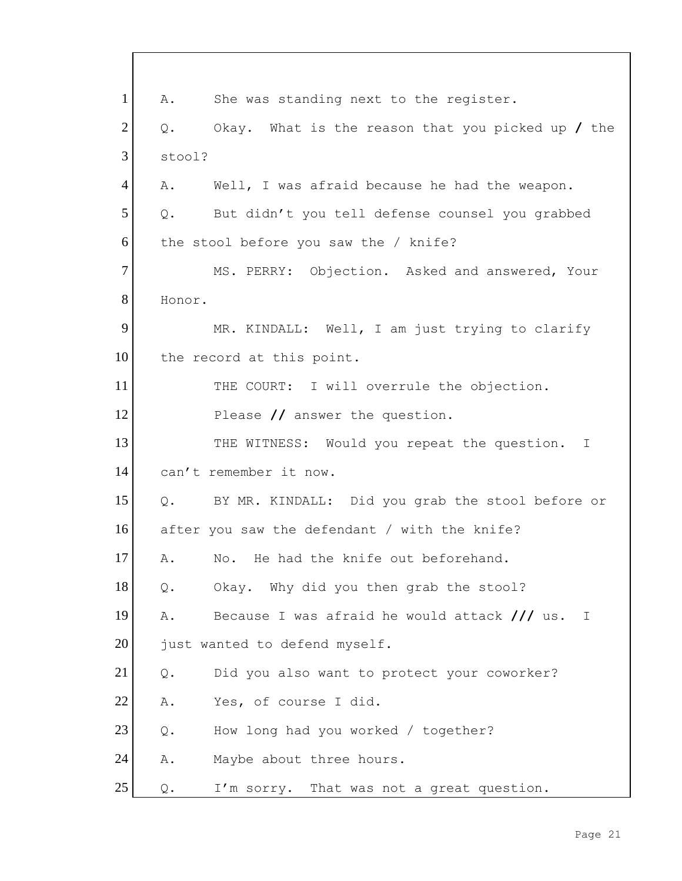1 A. She was standing next to the register.

2 Q. Okay. What is the reason that you picked up / the

3 stool?

4 A. Well, I was afraid because he had the weapon.

5 Q. But didn't you tell defense counsel you grabbed

6 the stool before you saw the / knife?

7 MS. PERRY: Objection. Asked and answered, Your

8 Honor.

9 MR. KINDALL: Well, I am just trying to clarify

10 the record at this point.

11 THE COURT: I will overrule the objection.

12 Please // answer the question.

13 THE WITNESS: Would you repeat the question. I

14 can't remember it now.

15 Q. BY MR. KINDALL: Did you grab the stool before or

16 after you saw the defendant / with the knife?

17 A. No. He had the knife out beforehand.

18 Q. Okay. Why did you then grab the stool?

19 A. Because I was afraid he would attack /// us. I

20 just wanted to defend myself.

21 Q. Did you also want to protect your coworker?

22 A. Yes, of course I did.

23 Q. How long had you worked / together?

24 A. Maybe about three hours.

25 Q. I'm sorry. That was not a great question.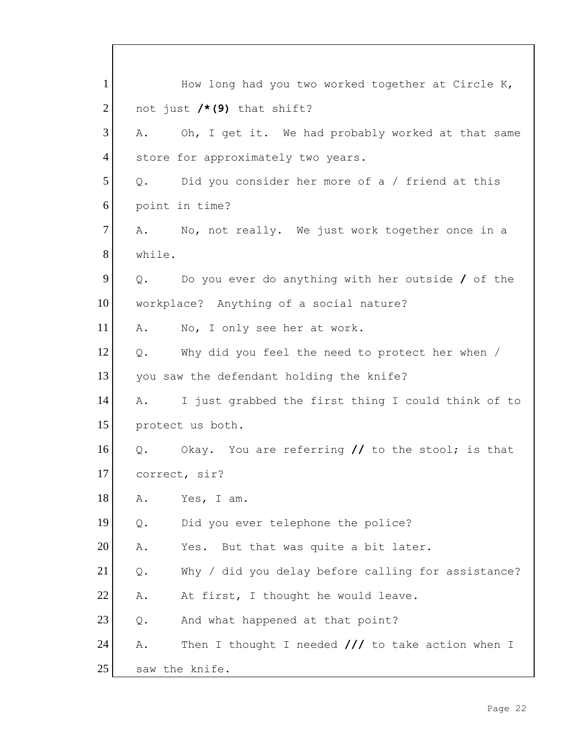1 How long had you two worked together at Circle K,
2 not just /*(9) that shift?
3 A. Oh, I get it. We had probably worked at that same
4 store for approximately two years.
5 Q. Did you consider her more of a / friend at this
6 point in time?
7 A. No, not really. We just work together once in a
8 while.
9 Q. Do you ever do anything with her outside / of the
10 workplace? Anything of a social nature?
11 A. No, I only see her at work.
12 Q. Why did you feel the need to protect her when /
13 you saw the defendant holding the knife?
14 A. I just grabbed the first thing I could think of to
15 protect us both.
16 Q. Okay. You are referring // to the stool; is that
17 correct, sir?
18 A. Yes, I am.
19 Q. Did you ever telephone the police?
20 A. Yes. But that was quite a bit later.
21 Q. Why / did you delay before calling for assistance?
22 A. At first, I thought he would leave.
23 Q. And what happened at that point?
24 A. Then I thought I needed /// to take action when I
25 saw the knife.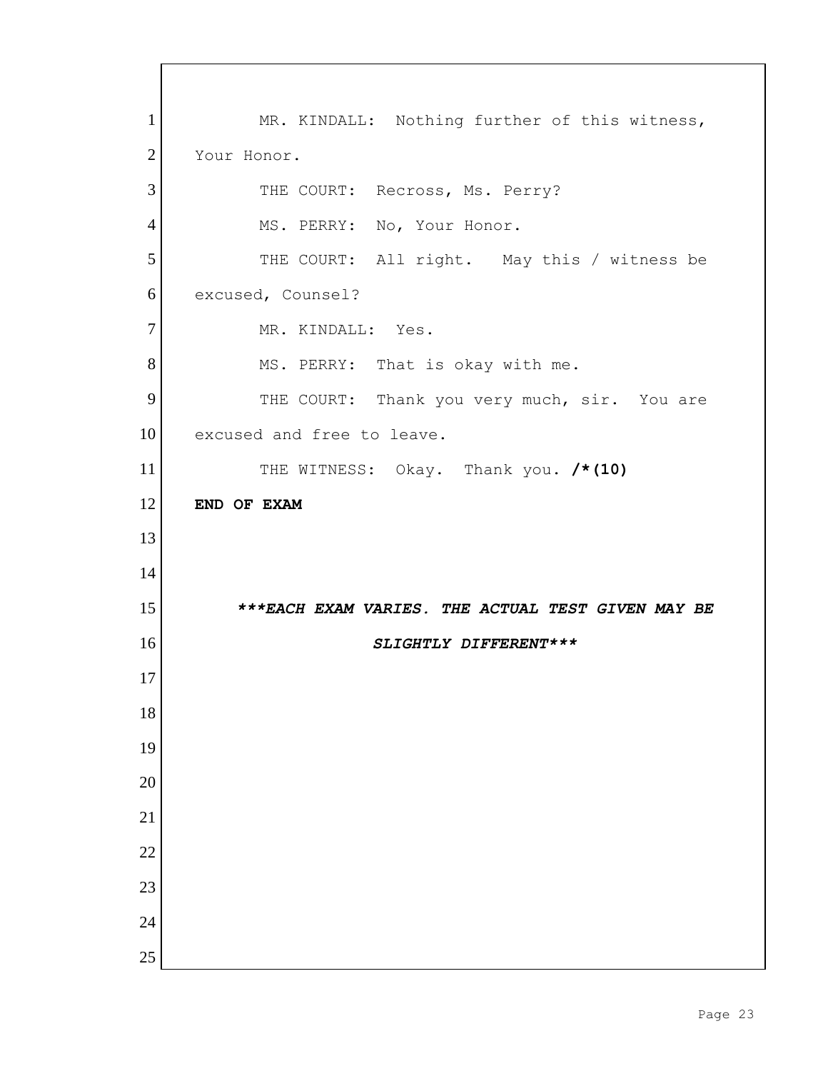MR. KINDALL: Nothing further of this witness, Your Honor.

THE COURT: Recross, Ms. Perry?

MS. PERRY: No, Your Honor.

THE COURT: All right. May this / witness be excused, Counsel?

MR. KINDALL: Yes.

MS. PERRY: That is okay with me.

THE COURT: Thank you very much, sir. You are excused and free to leave.

THE WITNESS: Okay. Thank you. **/*(10)**

**END OF EXAM**

***\*\*\*EACH EXAM VARIES. THE ACTUAL TEST GIVEN MAY BE SLIGHTLY DIFFERENT\*\*\****